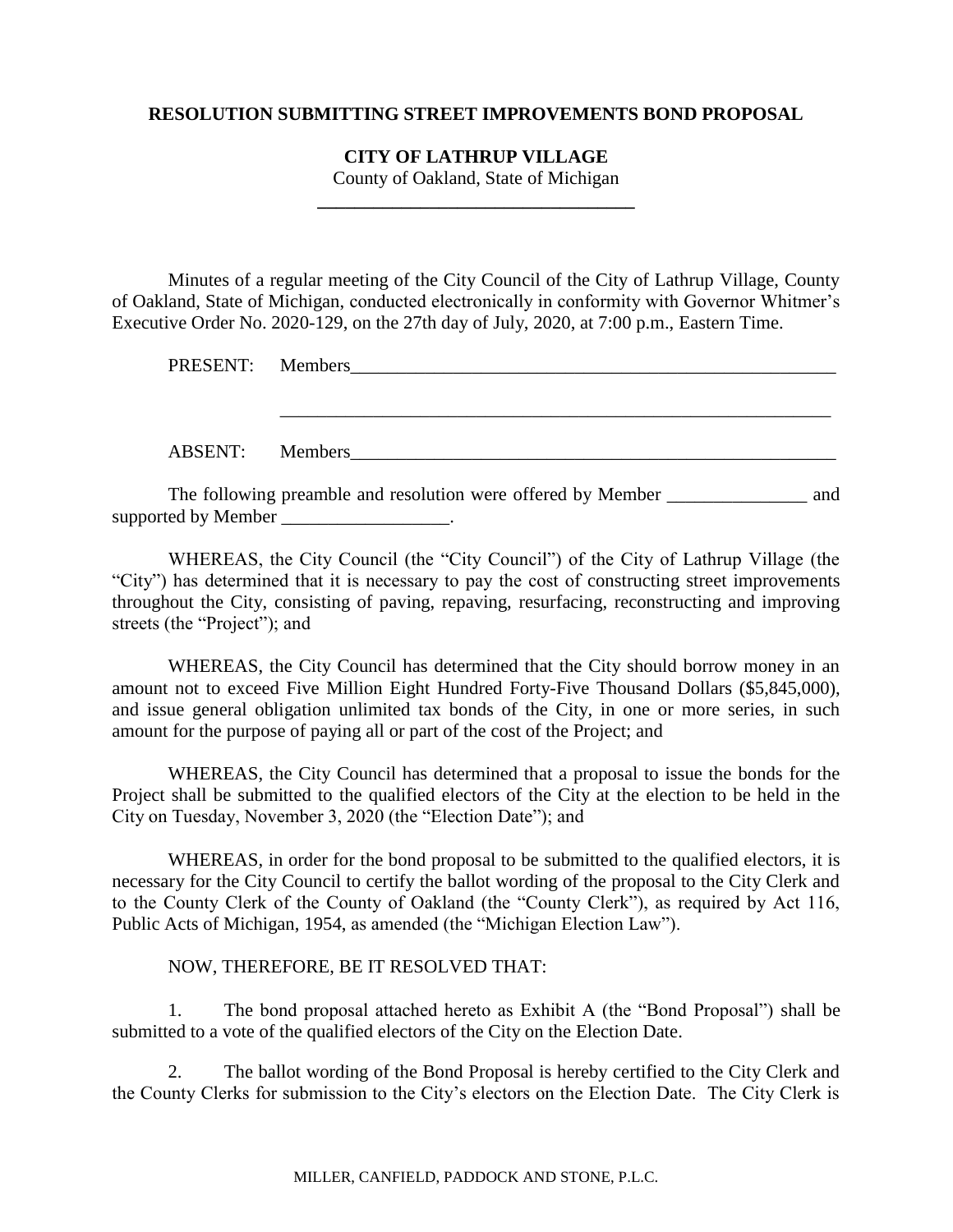**RESOLUTION SUBMITTING STREET IMPROVEMENTS BOND PROPOSAL**

**CITY OF LATHRUP VILLAGE**

County of Oakland, State of Michigan

---

Minutes of a regular meeting of the City Council of the City of Lathrup Village, County of Oakland, State of Michigan, conducted electronically in conformity with Governor Whitmer's Executive Order No. 2020-129, on the 27th day of July, 2020, at 7:00 p.m., Eastern Time.

PRESENT: Members_______________________________________________________

_______________________________________________________________

ABSENT: Members_______________________________________________________

The following preamble and resolution were offered by Member _______________ and supported by Member __________________.

WHEREAS, the City Council (the "City Council") of the City of Lathrup Village (the "City") has determined that it is necessary to pay the cost of constructing street improvements throughout the City, consisting of paving, repaving, resurfacing, reconstructing and improving streets (the "Project"); and

WHEREAS, the City Council has determined that the City should borrow money in an amount not to exceed Five Million Eight Hundred Forty-Five Thousand Dollars ($5,845,000), and issue general obligation unlimited tax bonds of the City, in one or more series, in such amount for the purpose of paying all or part of the cost of the Project; and

WHEREAS, the City Council has determined that a proposal to issue the bonds for the Project shall be submitted to the qualified electors of the City at the election to be held in the City on Tuesday, November 3, 2020 (the "Election Date"); and

WHEREAS, in order for the bond proposal to be submitted to the qualified electors, it is necessary for the City Council to certify the ballot wording of the proposal to the City Clerk and to the County Clerk of the County of Oakland (the "County Clerk"), as required by Act 116, Public Acts of Michigan, 1954, as amended (the "Michigan Election Law").

NOW, THEREFORE, BE IT RESOLVED THAT:

1. The bond proposal attached hereto as Exhibit A (the "Bond Proposal") shall be submitted to a vote of the qualified electors of the City on the Election Date.

2. The ballot wording of the Bond Proposal is hereby certified to the City Clerk and the County Clerks for submission to the City's electors on the Election Date. The City Clerk is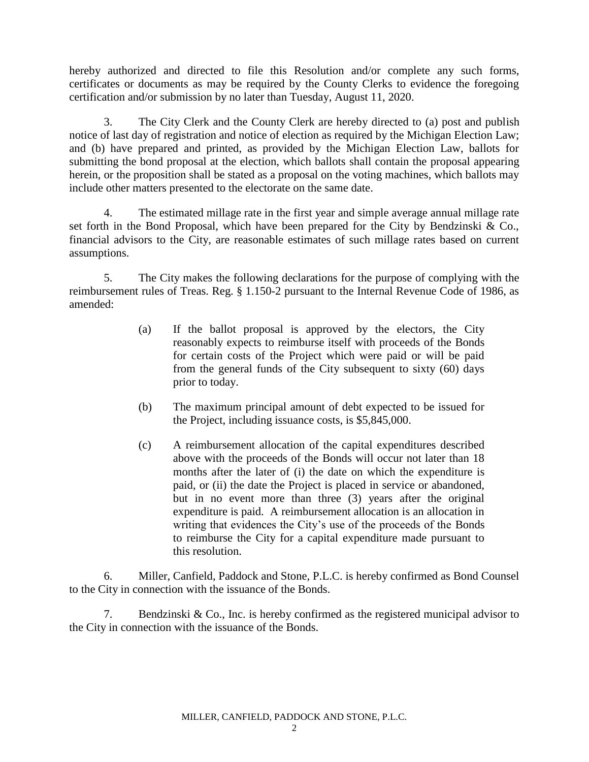hereby authorized and directed to file this Resolution and/or complete any such forms, certificates or documents as may be required by the County Clerks to evidence the foregoing certification and/or submission by no later than Tuesday, August 11, 2020.

3. The City Clerk and the County Clerk are hereby directed to (a) post and publish notice of last day of registration and notice of election as required by the Michigan Election Law; and (b) have prepared and printed, as provided by the Michigan Election Law, ballots for submitting the bond proposal at the election, which ballots shall contain the proposal appearing herein, or the proposition shall be stated as a proposal on the voting machines, which ballots may include other matters presented to the electorate on the same date.

4. The estimated millage rate in the first year and simple average annual millage rate set forth in the Bond Proposal, which have been prepared for the City by Bendzinski & Co., financial advisors to the City, are reasonable estimates of such millage rates based on current assumptions.

5. The City makes the following declarations for the purpose of complying with the reimbursement rules of Treas. Reg. § 1.150-2 pursuant to the Internal Revenue Code of 1986, as amended:

(a) If the ballot proposal is approved by the electors, the City reasonably expects to reimburse itself with proceeds of the Bonds for certain costs of the Project which were paid or will be paid from the general funds of the City subsequent to sixty (60) days prior to today.

(b) The maximum principal amount of debt expected to be issued for the Project, including issuance costs, is $5,845,000.

(c) A reimbursement allocation of the capital expenditures described above with the proceeds of the Bonds will occur not later than 18 months after the later of (i) the date on which the expenditure is paid, or (ii) the date the Project is placed in service or abandoned, but in no event more than three (3) years after the original expenditure is paid. A reimbursement allocation is an allocation in writing that evidences the City's use of the proceeds of the Bonds to reimburse the City for a capital expenditure made pursuant to this resolution.

6. Miller, Canfield, Paddock and Stone, P.L.C. is hereby confirmed as Bond Counsel to the City in connection with the issuance of the Bonds.

7. Bendzinski & Co., Inc. is hereby confirmed as the registered municipal advisor to the City in connection with the issuance of the Bonds.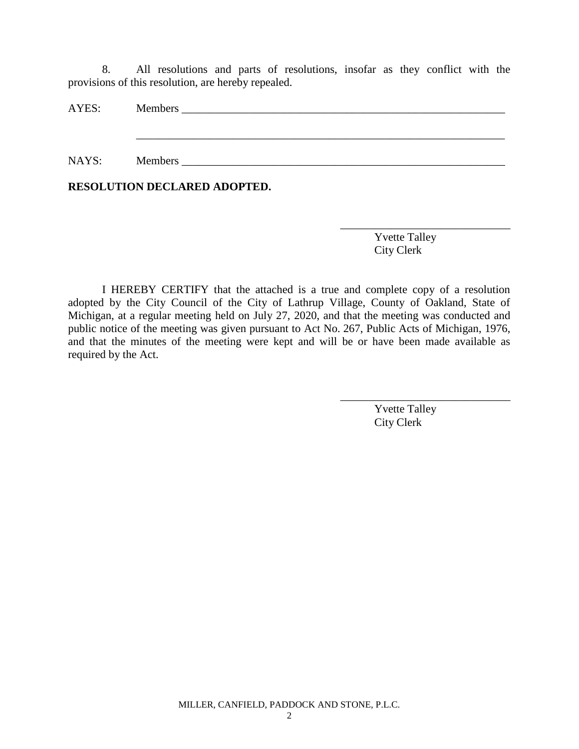8. All resolutions and parts of resolutions, insofar as they conflict with the provisions of this resolution, are hereby repealed.

AYES: Members ____________________________________________________________

______________________________________________________________________

NAYS: Members ____________________________________________________________

**RESOLUTION DECLARED ADOPTED.**

______________________________
Yvette Talley
City Clerk

I HEREBY CERTIFY that the attached is a true and complete copy of a resolution adopted by the City Council of the City of Lathrup Village, County of Oakland, State of Michigan, at a regular meeting held on July 27, 2020, and that the meeting was conducted and public notice of the meeting was given pursuant to Act No. 267, Public Acts of Michigan, 1976, and that the minutes of the meeting were kept and will be or have been made available as required by the Act.

______________________________
Yvette Talley
City Clerk

MILLER, CANFIELD, PADDOCK AND STONE, P.L.C.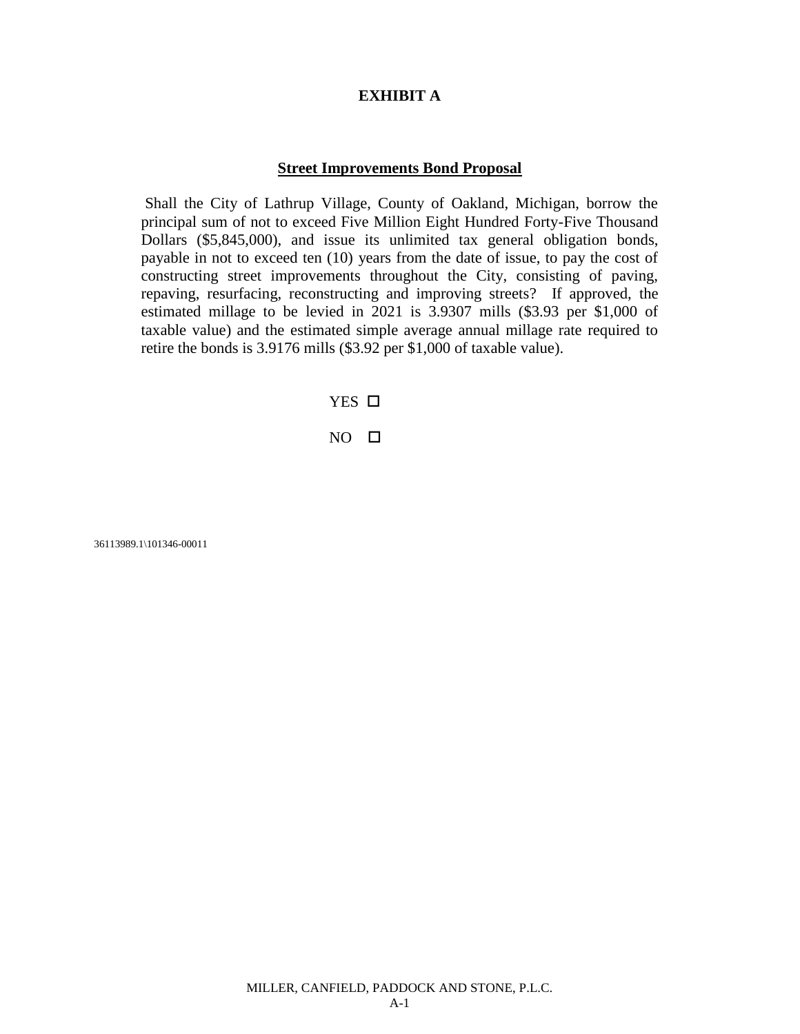# EXHIBIT A

## Street Improvements Bond Proposal

Shall the City of Lathrup Village, County of Oakland, Michigan, borrow the principal sum of not to exceed Five Million Eight Hundred Forty-Five Thousand Dollars ($5,845,000), and issue its unlimited tax general obligation bonds, payable in not to exceed ten (10) years from the date of issue, to pay the cost of constructing street improvements throughout the City, consisting of paving, repaving, resurfacing, reconstructing and improving streets? If approved, the estimated millage to be levied in 2021 is 3.9307 mills ($3.93 per $1,000 of taxable value) and the estimated simple average annual millage rate required to retire the bonds is 3.9176 mills ($3.92 per $1,000 of taxable value).

YES ☐

NO ☐

36113989.1\101346-00011

MILLER, CANFIELD, PADDOCK AND STONE, P.L.C.